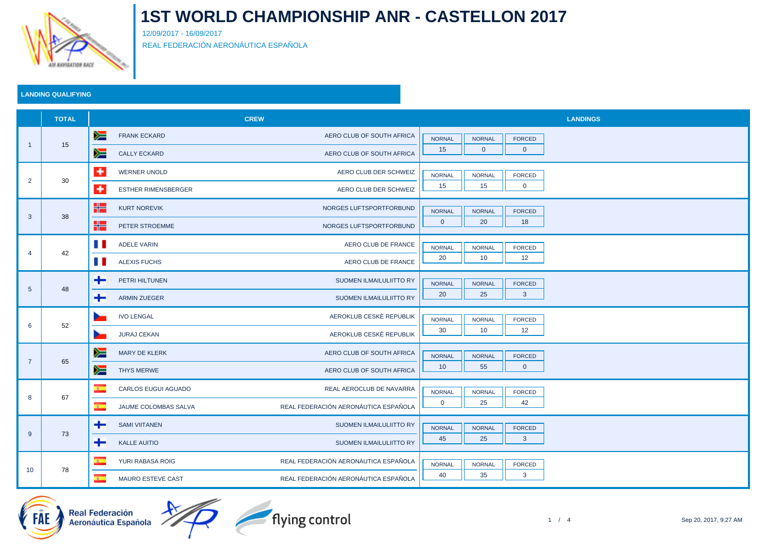# 1ST WORLD CHAMPIONSHIP ANR - CASTELLON 2017

12/09/2017 - 16/09/2017

REAL FEDERACIÓN AERONÁUTICA ESPAÑOLA

## LANDING QUALIFYING

| | TOTAL | CREW | | LANDINGS | | |
|---|---|---|---|---|---|---|
| | | | | NORMAL | NORMAL | FORCED |
| 1 | 15 | FRANK ECKARD | AERO CLUB OF SOUTH AFRICA | 15 | 0 | 0 |
| | | CALLY ECKARD | AERO CLUB OF SOUTH AFRICA | | | |
| 2 | 30 | WERNER UNOLD | AERO CLUB DER SCHWEIZ | 15 | 15 | 0 |
| | | ESTHER RIMENSBERGER | AERO CLUB DER SCHWEIZ | | | |
| 3 | 38 | KURT NOREVIK | NORGES LUFTSPORTFORBUND | 0 | 20 | 18 |
| | | PETER STROEMME | NORGES LUFTSPORTFORBUND | | | |
| 4 | 42 | ADELE VARIN | AERO CLUB DE FRANCE | 20 | 10 | 12 |
| | | ALEXIS FUCHS | AERO CLUB DE FRANCE | | | |
| 5 | 48 | PETRI HILTUNEN | SUOMEN ILMAILULIITTO RY | 20 | 25 | 3 |
| | | ARMIN ZUEGER | SUOMEN ILMAILULIITTO RY | | | |
| 6 | 52 | IVO LENGAL | AEROKLUB CESKÈ REPUBLIK | 30 | 10 | 12 |
| | | JURAJ CEKAN | AEROKLUB CESKÈ REPUBLIK | | | |
| 7 | 65 | MARY DE KLERK | AERO CLUB OF SOUTH AFRICA | 10 | 55 | 0 |
| | | THYS MERWE | AERO CLUB OF SOUTH AFRICA | | | |
| 8 | 67 | CARLOS EUGUI AGUADO | REAL AEROCLUB DE NAVARRA | 0 | 25 | 42 |
| | | JAUME COLOMBAS SALVA | REAL FEDERACIÓN AERONÁUTICA ESPAÑOLA | | | |
| 9 | 73 | SAMI VIITANEN | SUOMEN ILMAILULIITTO RY | 45 | 25 | 3 |
| | | KALLE AUITIO | SUOMEN ILMAILULIITTO RY | | | |
| 10 | 78 | YURI RABASA ROIG | REAL FEDERACIÓN AERONÁUTICA ESPAÑOLA | 40 | 35 | 3 |
| | | MAURO ESTEVE CAST | REAL FEDERACIÓN AERONÁUTICA ESPAÑOLA | | | |

Real Federación Aeronáutica Española

flying control

Sep 20, 2017, 9:27 AM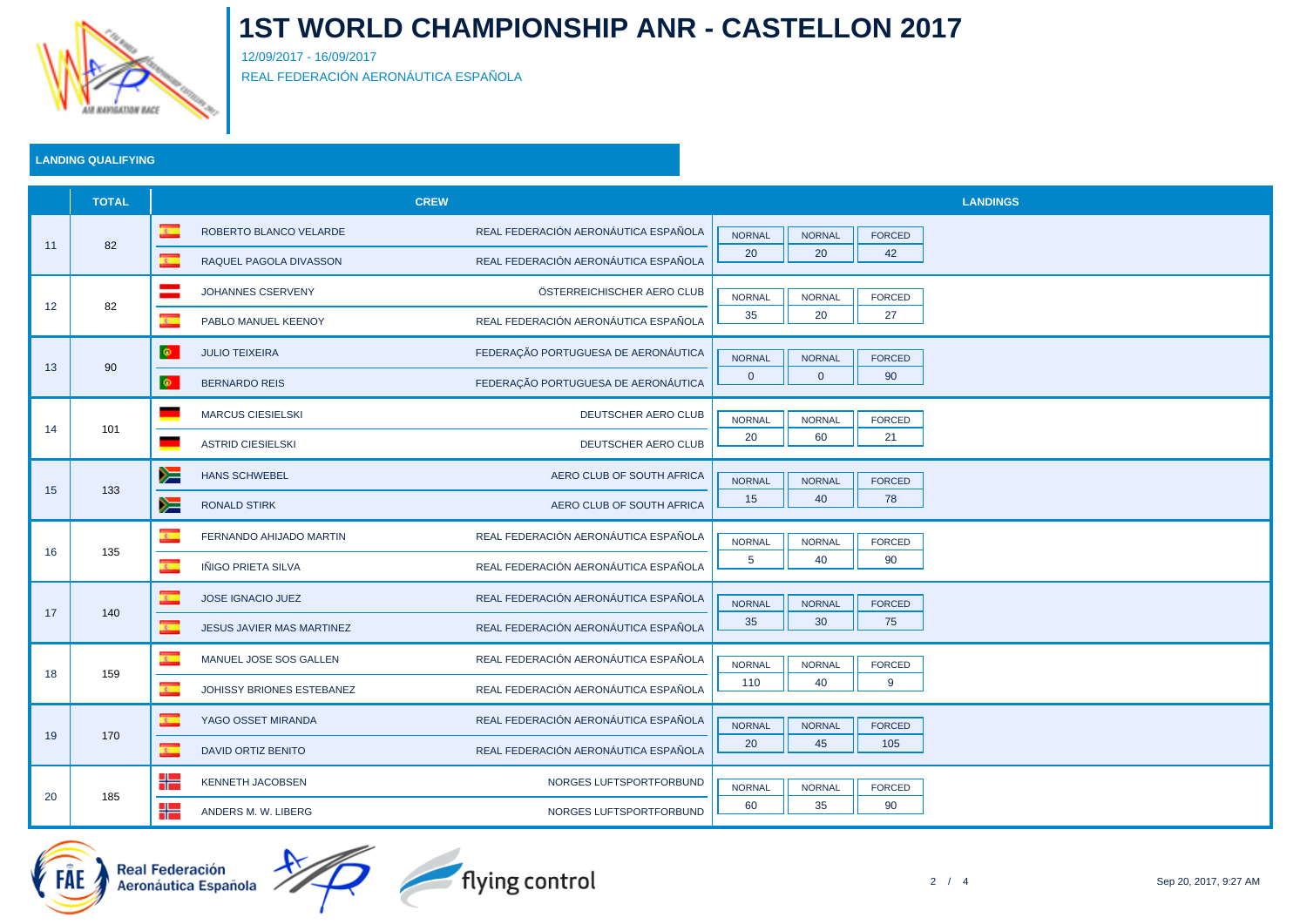# 1ST WORLD CHAMPIONSHIP ANR - CASTELLON 2017

12/09/2017 - 16/09/2017

REAL FEDERACIÓN AERONÁUTICA ESPAÑOLA

## LANDING QUALIFYING

| | TOTAL | CREW | | LANDINGS | | |
|---|---|---|---|---|---|---|
| | | | | NORMAL | NORMAL | FORCED |
| 11 | 82 | ROBERTO BLANCO VELARDE | REAL FEDERACIÓN AERONÁUTICA ESPAÑOLA | 20 | 20 | 42 |
| | | RAQUEL PAGOLA DIVASSON | REAL FEDERACIÓN AERONÁUTICA ESPAÑOLA | | | |
| 12 | 82 | JOHANNES CSERVENY | ÖSTERREICHISCHER AERO CLUB | 35 | 20 | 27 |
| | | PABLO MANUEL KEENOY | REAL FEDERACIÓN AERONÁUTICA ESPAÑOLA | | | |
| 13 | 90 | JULIO TEIXEIRA | FEDERAÇÃO PORTUGUESA DE AERONÁUTICA | 0 | 0 | 90 |
| | | BERNARDO REIS | FEDERAÇÃO PORTUGUESA DE AERONÁUTICA | | | |
| 14 | 101 | MARCUS CIESIELSKI | DEUTSCHER AERO CLUB | 20 | 60 | 21 |
| | | ASTRID CIESIELSKI | DEUTSCHER AERO CLUB | | | |
| 15 | 133 | HANS SCHWEBEL | AERO CLUB OF SOUTH AFRICA | 15 | 40 | 78 |
| | | RONALD STIRK | AERO CLUB OF SOUTH AFRICA | | | |
| 16 | 135 | FERNANDO AHIJADO MARTIN | REAL FEDERACIÓN AERONÁUTICA ESPAÑOLA | 5 | 40 | 90 |
| | | IÑIGO PRIETA SILVA | REAL FEDERACIÓN AERONÁUTICA ESPAÑOLA | | | |
| 17 | 140 | JOSE IGNACIO JUEZ | REAL FEDERACIÓN AERONÁUTICA ESPAÑOLA | 35 | 30 | 75 |
| | | JESUS JAVIER MAS MARTINEZ | REAL FEDERACIÓN AERONÁUTICA ESPAÑOLA | | | |
| 18 | 159 | MANUEL JOSE SOS GALLEN | REAL FEDERACIÓN AERONÁUTICA ESPAÑOLA | 110 | 40 | 9 |
| | | JOHISSY BRIONES ESTEBANEZ | REAL FEDERACIÓN AERONÁUTICA ESPAÑOLA | | | |
| 19 | 170 | YAGO OSSET MIRANDA | REAL FEDERACIÓN AERONÁUTICA ESPAÑOLA | 20 | 45 | 105 |
| | | DAVID ORTIZ BENITO | REAL FEDERACIÓN AERONÁUTICA ESPAÑOLA | | | |
| 20 | 185 | KENNETH JACOBSEN | NORGES LUFTSPORTFORBUND | 60 | 35 | 90 |
| | | ANDERS M. W. LIBERG | NORGES LUFTSPORTFORBUND | | | |

Sep 20, 2017, 9:27 AM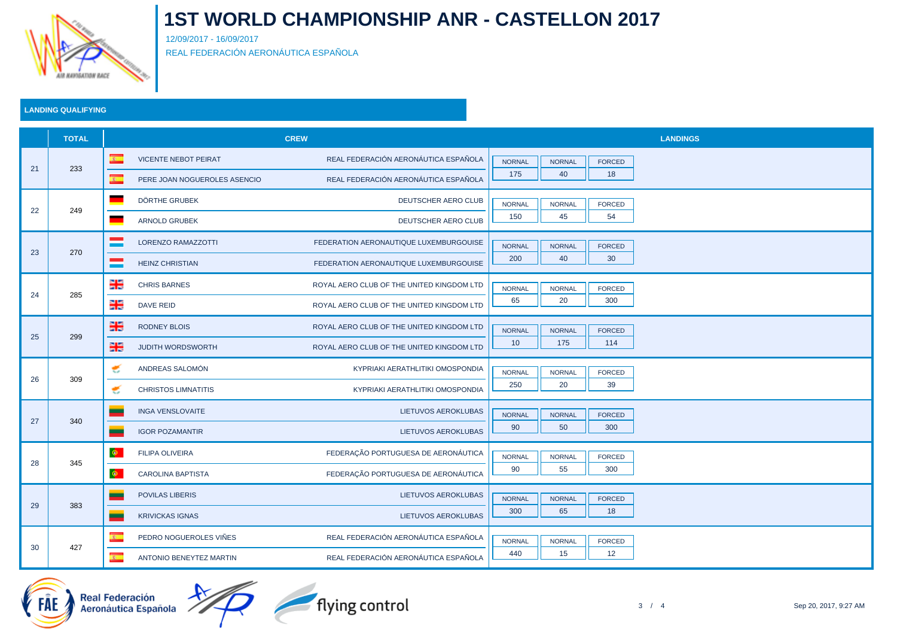# 1ST WORLD CHAMPIONSHIP ANR - CASTELLON 2017

12/09/2017 - 16/09/2017

REAL FEDERACIÓN AERONÁUTICA ESPAÑOLA

## LANDING QUALIFYING

| | TOTAL | CREW | | LANDINGS | | |
|---|---|---|---|---|---|---|
| | | | | NORMAL | NORMAL | FORCED |
| 21 | 233 | VICENTE NEBOT PEIRAT | REAL FEDERACIÓN AERONÁUTICA ESPAÑOLA | 175 | 40 | 18 |
| | | PERE JOAN NOGUEROLES ASENCIO | REAL FEDERACIÓN AERONÁUTICA ESPAÑOLA | | | |
| 22 | 249 | DÖRTHE GRUBEK | DEUTSCHER AERO CLUB | 150 | 45 | 54 |
| | | ARNOLD GRUBEK | DEUTSCHER AERO CLUB | | | |
| 23 | 270 | LORENZO RAMAZZOTTI | FEDERATION AERONAUTIQUE LUXEMBURGOUISE | 200 | 40 | 30 |
| | | HEINZ CHRISTIAN | FEDERATION AERONAUTIQUE LUXEMBURGOUISE | | | |
| 24 | 285 | CHRIS BARNES | ROYAL AERO CLUB OF THE UNITED KINGDOM LTD | 65 | 20 | 300 |
| | | DAVE REID | ROYAL AERO CLUB OF THE UNITED KINGDOM LTD | | | |
| 25 | 299 | RODNEY BLOIS | ROYAL AERO CLUB OF THE UNITED KINGDOM LTD | 10 | 175 | 114 |
| | | JUDITH WORDSWORTH | ROYAL AERO CLUB OF THE UNITED KINGDOM LTD | | | |
| 26 | 309 | ANDREAS SALOMÓN | KYPRIAKI AERATHLITIKI OMOSPONDIA | 250 | 20 | 39 |
| | | CHRISTOS LIMNATITIS | KYPRIAKI AERATHLITIKI OMOSPONDIA | | | |
| 27 | 340 | INGA VENSLOVAITE | LIETUVOS AEROKLUBAS | 90 | 50 | 300 |
| | | IGOR POZAMANTIR | LIETUVOS AEROKLUBAS | | | |
| 28 | 345 | FILIPA OLIVEIRA | FEDERAÇÃO PORTUGUESA DE AERONÁUTICA | 90 | 55 | 300 |
| | | CAROLINA BAPTISTA | FEDERAÇÃO PORTUGUESA DE AERONÁUTICA | | | |
| 29 | 383 | POVILAS LIBERIS | LIETUVOS AEROKLUBAS | 300 | 65 | 18 |
| | | KRIVICKAS IGNAS | LIETUVOS AEROKLUBAS | | | |
| 30 | 427 | PEDRO NOGUEROLES VIÑES | REAL FEDERACIÓN AERONÁUTICA ESPAÑOLA | 440 | 15 | 12 |
| | | ANTONIO BENEYTEZ MARTIN | REAL FEDERACIÓN AERONÁUTICA ESPAÑOLA | | | |

Real Federación Aeronáutica Española — flying control

Sep 20, 2017, 9:27 AM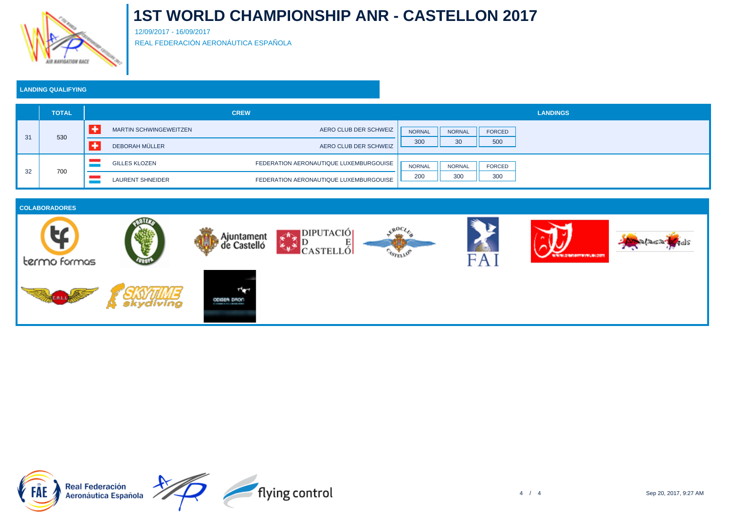# 1ST WORLD CHAMPIONSHIP ANR - CASTELLON 2017

12/09/2017 - 16/09/2017

REAL FEDERACIÓN AERONÁUTICA ESPAÑOLA

## LANDING QUALIFYING

| | TOTAL | CREW | | LANDINGS | | |
|---|---|---|---|---|---|---|
| 31 | 530 | MARTIN SCHWINGEWEITZEN | AERO CLUB DER SCHWEIZ | NORMAL | NORMAL | FORCED |
| | | DEBORAH MÜLLER | AERO CLUB DER SCHWEIZ | 300 | 30 | 500 |
| 32 | 700 | GILLES KLOZEN | FEDERATION AERONAUTIQUE LUXEMBURGOUISE | NORMAL | NORMAL | FORCED |
| | | LAURENT SHNEIDER | FEDERATION AERONAUTIQUE LUXEMBURGOUISE | 200 | 300 | 300 |

## COLABORADORES

Sep 20, 2017, 9:27 AM